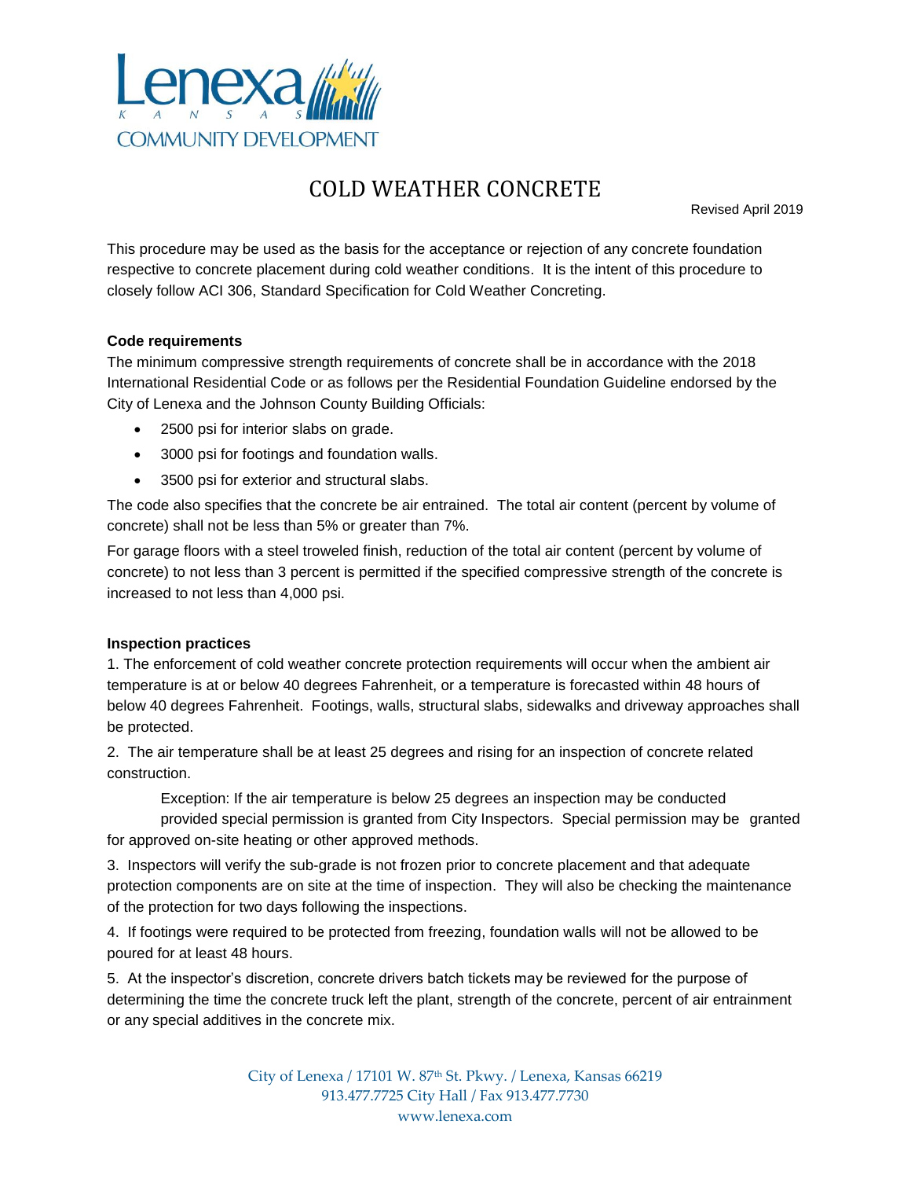Lenexa KANSAS COMMUNITY DEVELOPMENT

# COLD WEATHER CONCRETE

Revised April 2019

This procedure may be used as the basis for the acceptance or rejection of any concrete foundation respective to concrete placement during cold weather conditions. It is the intent of this procedure to closely follow ACI 306, Standard Specification for Cold Weather Concreting.

**Code requirements**

The minimum compressive strength requirements of concrete shall be in accordance with the 2018 International Residential Code or as follows per the Residential Foundation Guideline endorsed by the City of Lenexa and the Johnson County Building Officials:

- 2500 psi for interior slabs on grade.
- 3000 psi for footings and foundation walls.
- 3500 psi for exterior and structural slabs.

The code also specifies that the concrete be air entrained. The total air content (percent by volume of concrete) shall not be less than 5% or greater than 7%.

For garage floors with a steel troweled finish, reduction of the total air content (percent by volume of concrete) to not less than 3 percent is permitted if the specified compressive strength of the concrete is increased to not less than 4,000 psi.

**Inspection practices**

1. The enforcement of cold weather concrete protection requirements will occur when the ambient air temperature is at or below 40 degrees Fahrenheit, or a temperature is forecasted within 48 hours of below 40 degrees Fahrenheit. Footings, walls, structural slabs, sidewalks and driveway approaches shall be protected.

2. The air temperature shall be at least 25 degrees and rising for an inspection of concrete related construction.

Exception: If the air temperature is below 25 degrees an inspection may be conducted provided special permission is granted from City Inspectors. Special permission may be granted for approved on-site heating or other approved methods.

3. Inspectors will verify the sub-grade is not frozen prior to concrete placement and that adequate protection components are on site at the time of inspection. They will also be checking the maintenance of the protection for two days following the inspections.

4. If footings were required to be protected from freezing, foundation walls will not be allowed to be poured for at least 48 hours.

5. At the inspector's discretion, concrete drivers batch tickets may be reviewed for the purpose of determining the time the concrete truck left the plant, strength of the concrete, percent of air entrainment or any special additives in the concrete mix.

City of Lenexa / 17101 W. 87th St. Pkwy. / Lenexa, Kansas 66219
913.477.7725 City Hall / Fax 913.477.7730
www.lenexa.com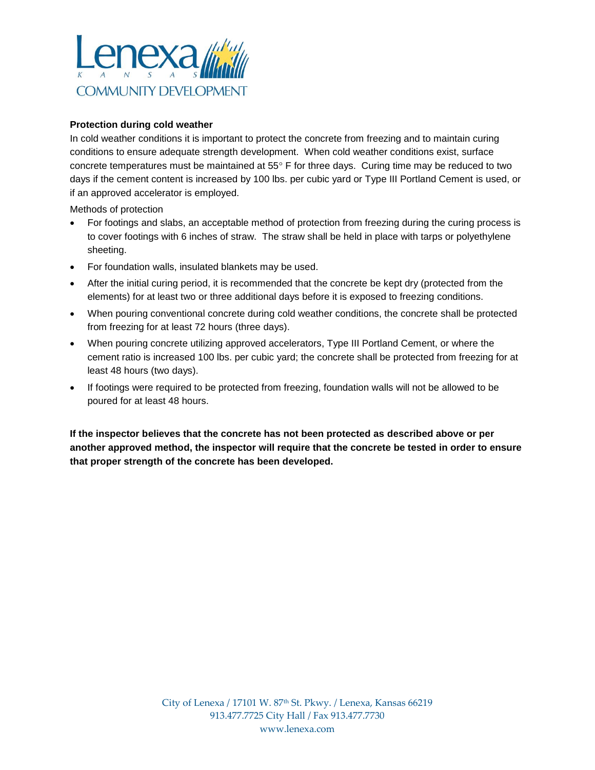**Protection during cold weather**

In cold weather conditions it is important to protect the concrete from freezing and to maintain curing conditions to ensure adequate strength development. When cold weather conditions exist, surface concrete temperatures must be maintained at 55° F for three days. Curing time may be reduced to two days if the cement content is increased by 100 lbs. per cubic yard or Type III Portland Cement is used, or if an approved accelerator is employed.

Methods of protection

- For footings and slabs, an acceptable method of protection from freezing during the curing process is to cover footings with 6 inches of straw. The straw shall be held in place with tarps or polyethylene sheeting.
- For foundation walls, insulated blankets may be used.
- After the initial curing period, it is recommended that the concrete be kept dry (protected from the elements) for at least two or three additional days before it is exposed to freezing conditions.
- When pouring conventional concrete during cold weather conditions, the concrete shall be protected from freezing for at least 72 hours (three days).
- When pouring concrete utilizing approved accelerators, Type III Portland Cement, or where the cement ratio is increased 100 lbs. per cubic yard; the concrete shall be protected from freezing for at least 48 hours (two days).
- If footings were required to be protected from freezing, foundation walls will not be allowed to be poured for at least 48 hours.

**If the inspector believes that the concrete has not been protected as described above or per another approved method, the inspector will require that the concrete be tested in order to ensure that proper strength of the concrete has been developed.**